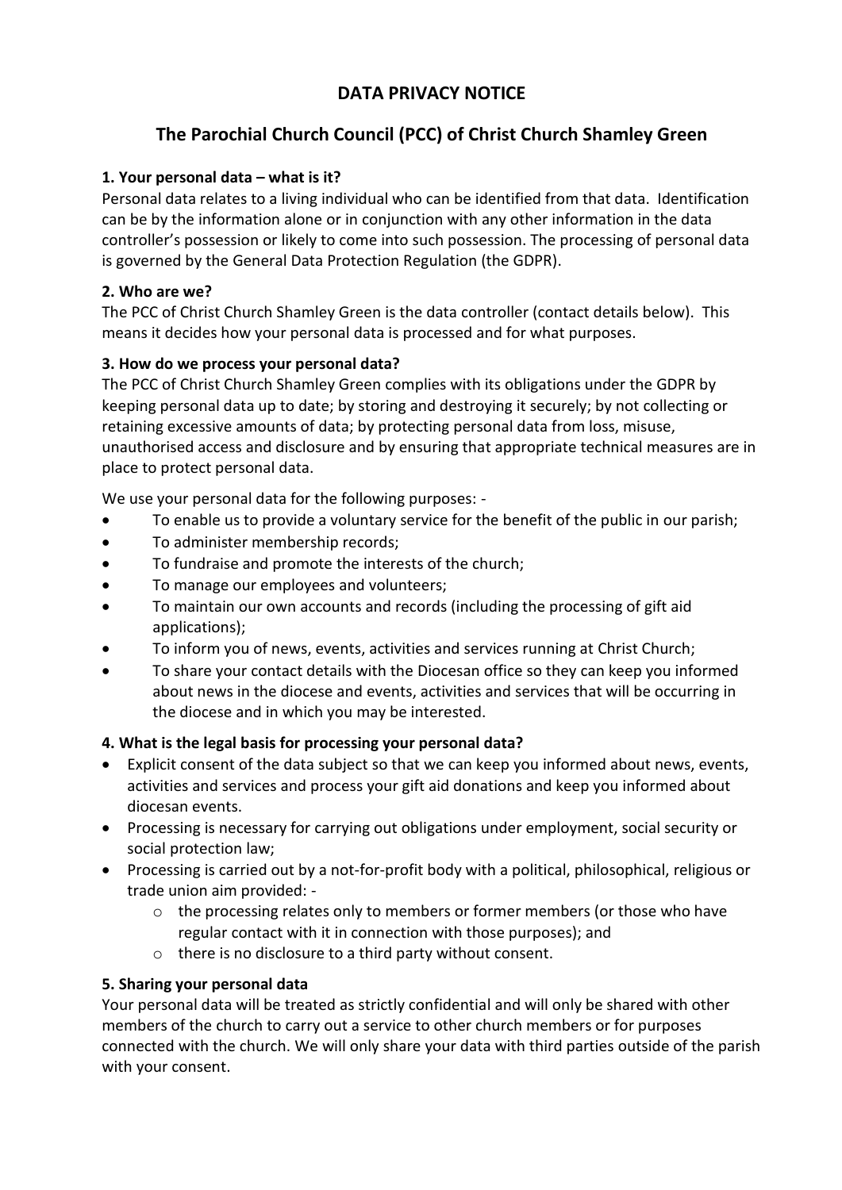# DATA PRIVACY NOTICE

## The Parochial Church Council (PCC) of Christ Church Shamley Green

**1. Your personal data – what is it?**

Personal data relates to a living individual who can be identified from that data. Identification can be by the information alone or in conjunction with any other information in the data controller's possession or likely to come into such possession. The processing of personal data is governed by the General Data Protection Regulation (the GDPR).

**2. Who are we?**

The PCC of Christ Church Shamley Green is the data controller (contact details below). This means it decides how your personal data is processed and for what purposes.

**3. How do we process your personal data?**

The PCC of Christ Church Shamley Green complies with its obligations under the GDPR by keeping personal data up to date; by storing and destroying it securely; by not collecting or retaining excessive amounts of data; by protecting personal data from loss, misuse, unauthorised access and disclosure and by ensuring that appropriate technical measures are in place to protect personal data.

We use your personal data for the following purposes: -

- To enable us to provide a voluntary service for the benefit of the public in our parish;
- To administer membership records;
- To fundraise and promote the interests of the church;
- To manage our employees and volunteers;
- To maintain our own accounts and records (including the processing of gift aid applications);
- To inform you of news, events, activities and services running at Christ Church;
- To share your contact details with the Diocesan office so they can keep you informed about news in the diocese and events, activities and services that will be occurring in the diocese and in which you may be interested.

**4. What is the legal basis for processing your personal data?**

- Explicit consent of the data subject so that we can keep you informed about news, events, activities and services and process your gift aid donations and keep you informed about diocesan events.
- Processing is necessary for carrying out obligations under employment, social security or social protection law;
- Processing is carried out by a not-for-profit body with a political, philosophical, religious or trade union aim provided: -
  - the processing relates only to members or former members (or those who have regular contact with it in connection with those purposes); and
  - there is no disclosure to a third party without consent.

**5. Sharing your personal data**

Your personal data will be treated as strictly confidential and will only be shared with other members of the church to carry out a service to other church members or for purposes connected with the church. We will only share your data with third parties outside of the parish with your consent.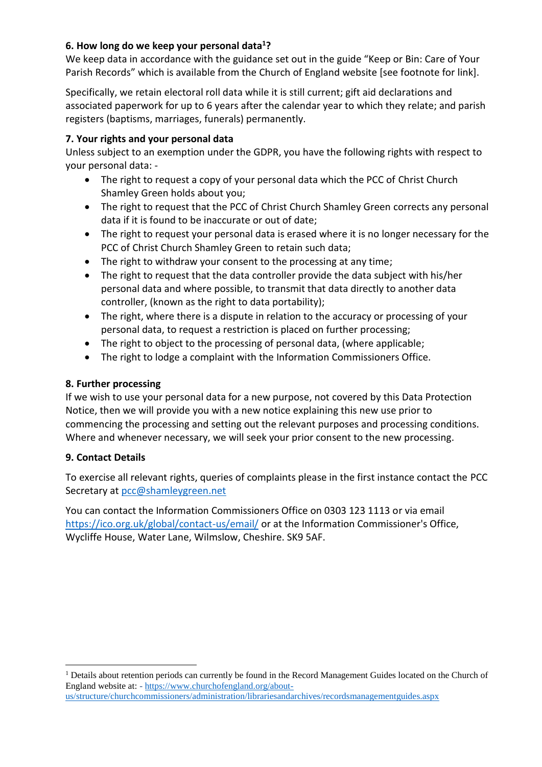### 6. How long do we keep your personal data[1]?

We keep data in accordance with the guidance set out in the guide "Keep or Bin: Care of Your Parish Records" which is available from the Church of England website [see footnote for link].

Specifically, we retain electoral roll data while it is still current; gift aid declarations and associated paperwork for up to 6 years after the calendar year to which they relate; and parish registers (baptisms, marriages, funerals) permanently.

### 7. Your rights and your personal data

Unless subject to an exemption under the GDPR, you have the following rights with respect to your personal data: -

- The right to request a copy of your personal data which the PCC of Christ Church Shamley Green holds about you;
- The right to request that the PCC of Christ Church Shamley Green corrects any personal data if it is found to be inaccurate or out of date;
- The right to request your personal data is erased where it is no longer necessary for the PCC of Christ Church Shamley Green to retain such data;
- The right to withdraw your consent to the processing at any time;
- The right to request that the data controller provide the data subject with his/her personal data and where possible, to transmit that data directly to another data controller, (known as the right to data portability);
- The right, where there is a dispute in relation to the accuracy or processing of your personal data, to request a restriction is placed on further processing;
- The right to object to the processing of personal data, (where applicable;
- The right to lodge a complaint with the Information Commissioners Office.

### 8. Further processing

If we wish to use your personal data for a new purpose, not covered by this Data Protection Notice, then we will provide you with a new notice explaining this new use prior to commencing the processing and setting out the relevant purposes and processing conditions. Where and whenever necessary, we will seek your prior consent to the new processing.

### 9. Contact Details

To exercise all relevant rights, queries of complaints please in the first instance contact the PCC Secretary at pcc@shamleygreen.net

You can contact the Information Commissioners Office on 0303 123 1113 or via email https://ico.org.uk/global/contact-us/email/ or at the Information Commissioner's Office, Wycliffe House, Water Lane, Wilmslow, Cheshire. SK9 5AF.

---

[1] Details about retention periods can currently be found in the Record Management Guides located on the Church of England website at: - https://www.churchofengland.org/about-us/structure/churchcommissioners/administration/librariesandarchives/recordsmanagementguides.aspx